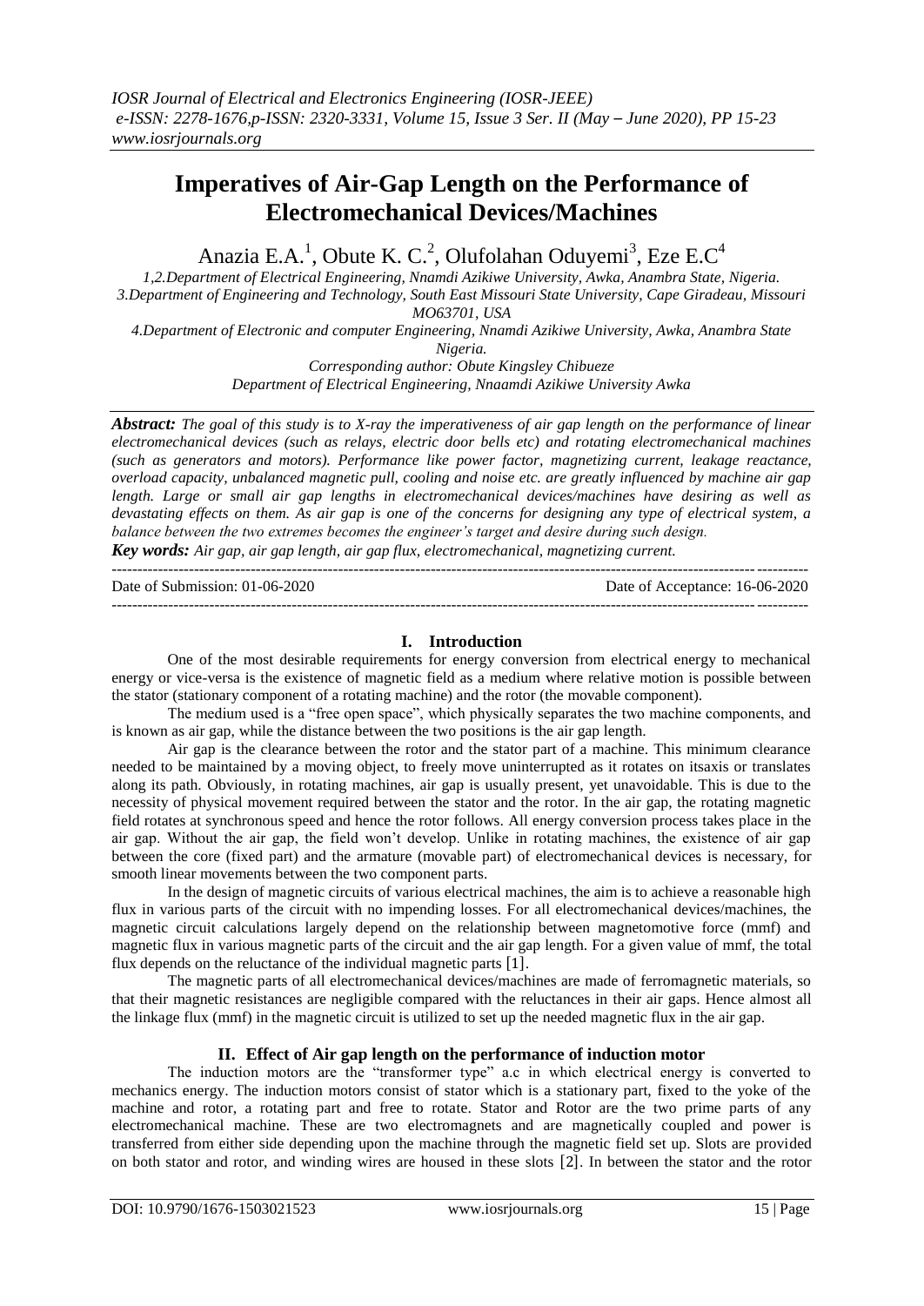# Imperatives of Air-Gap Length on the Performance of Electromechanical Devices/Machines

Anazia E.A.[1], Obute K. C.[2], Olufolahan Oduyemi[3], Eze E.C[4]

1,2.Department of Electrical Engineering, Nnamdi Azikiwe University, Awka, Anambra State, Nigeria.
3.Department of Engineering and Technology, South East Missouri State University, Cape Giradeau, Missouri MO63701, USA
4.Department of Electronic and computer Engineering, Nnamdi Azikiwe University, Awka, Anambra State Nigeria.
Corresponding author: Obute Kingsley Chibueze
Department of Electrical Engineering, Nnaamdi Azikiwe University Awka

***Abstract:*** *The goal of this study is to X-ray the imperativeness of air gap length on the performance of linear electromechanical devices (such as relays, electric door bells etc) and rotating electromechanical machines (such as generators and motors). Performance like power factor, magnetizing current, leakage reactance, overload capacity, unbalanced magnetic pull, cooling and noise etc. are greatly influenced by machine air gap length. Large or small air gap lengths in electromechanical devices/machines have desiring as well as devastating effects on them. As air gap is one of the concerns for designing any type of electrical system, a balance between the two extremes becomes the engineer's target and desire during such design.*

***Key words:*** *Air gap, air gap length, air gap flux, electromechanical, magnetizing current.*

---

Date of Submission: 01-06-2020 Date of Acceptance: 16-06-2020

---

## I. Introduction

One of the most desirable requirements for energy conversion from electrical energy to mechanical energy or vice-versa is the existence of magnetic field as a medium where relative motion is possible between the stator (stationary component of a rotating machine) and the rotor (the movable component).

The medium used is a "free open space", which physically separates the two machine components, and is known as air gap, while the distance between the two positions is the air gap length.

Air gap is the clearance between the rotor and the stator part of a machine. This minimum clearance needed to be maintained by a moving object, to freely move uninterrupted as it rotates on itsaxis or translates along its path. Obviously, in rotating machines, air gap is usually present, yet unavoidable. This is due to the necessity of physical movement required between the stator and the rotor. In the air gap, the rotating magnetic field rotates at synchronous speed and hence the rotor follows. All energy conversion process takes place in the air gap. Without the air gap, the field won't develop. Unlike in rotating machines, the existence of air gap between the core (fixed part) and the armature (movable part) of electromechanical devices is necessary, for smooth linear movements between the two component parts.

In the design of magnetic circuits of various electrical machines, the aim is to achieve a reasonable high flux in various parts of the circuit with no impending losses. For all electromechanical devices/machines, the magnetic circuit calculations largely depend on the relationship between magnetomotive force (mmf) and magnetic flux in various magnetic parts of the circuit and the air gap length. For a given value of mmf, the total flux depends on the reluctance of the individual magnetic parts [1].

The magnetic parts of all electromechanical devices/machines are made of ferromagnetic materials, so that their magnetic resistances are negligible compared with the reluctances in their air gaps. Hence almost all the linkage flux (mmf) in the magnetic circuit is utilized to set up the needed magnetic flux in the air gap.

## II. Effect of Air gap length on the performance of induction motor

The induction motors are the "transformer type" a.c in which electrical energy is converted to mechanics energy. The induction motors consist of stator which is a stationary part, fixed to the yoke of the machine and rotor, a rotating part and free to rotate. Stator and Rotor are the two prime parts of any electromechanical machine. These are two electromagnets and are magnetically coupled and power is transferred from either side depending upon the machine through the magnetic field set up. Slots are provided on both stator and rotor, and winding wires are housed in these slots [2]. In between the stator and the rotor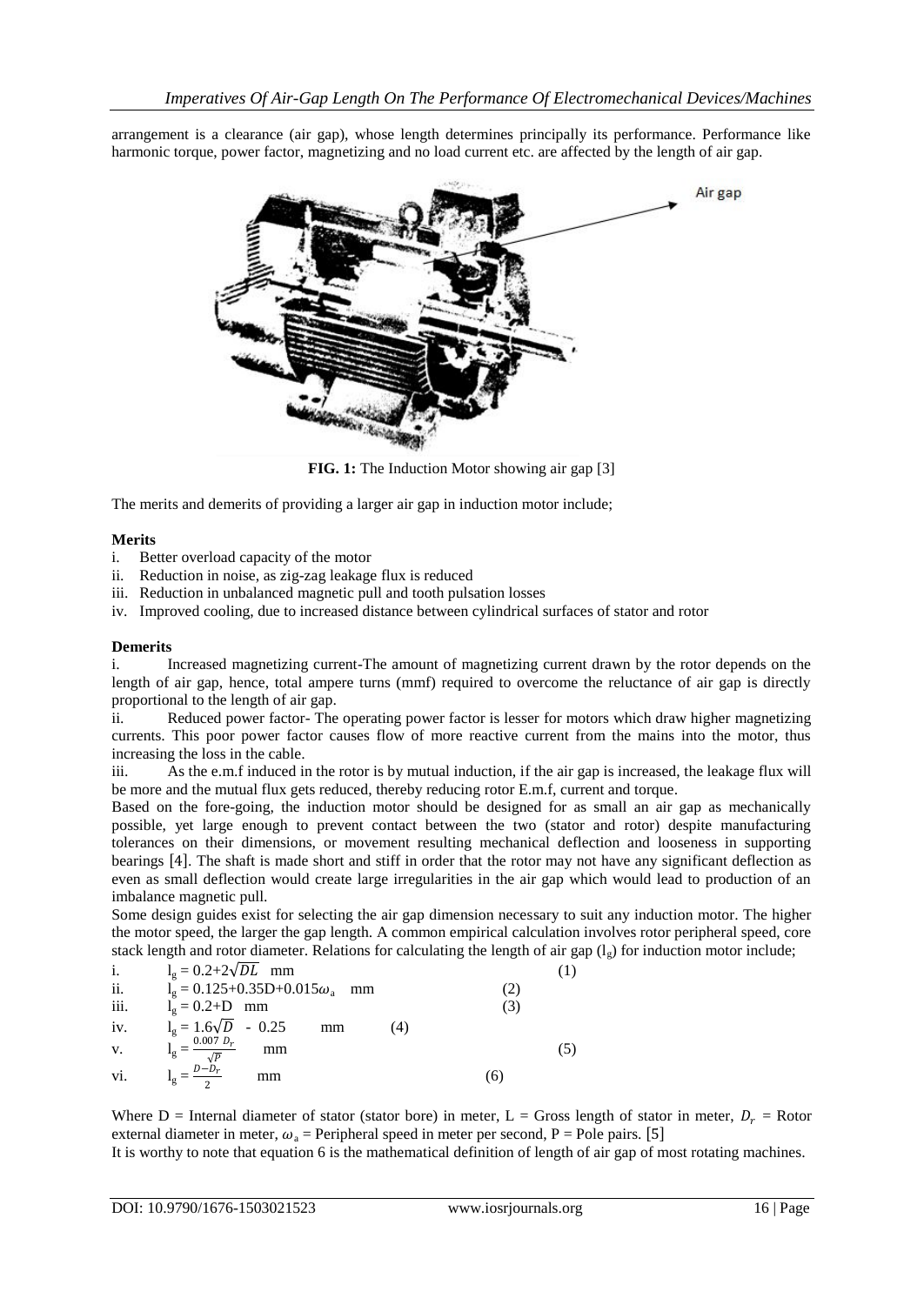arrangement is a clearance (air gap), whose length determines principally its performance. Performance like harmonic torque, power factor, magnetizing and no load current etc. are affected by the length of air gap.

**FIG. 1:** The Induction Motor showing air gap [3]

The merits and demerits of providing a larger air gap in induction motor include;

**Merits**

i. Better overload capacity of the motor
ii. Reduction in noise, as zig-zag leakage flux is reduced
iii. Reduction in unbalanced magnetic pull and tooth pulsation losses
iv. Improved cooling, due to increased distance between cylindrical surfaces of stator and rotor

**Demerits**

i. Increased magnetizing current-The amount of magnetizing current drawn by the rotor depends on the length of air gap, hence, total ampere turns (mmf) required to overcome the reluctance of air gap is directly proportional to the length of air gap.

ii. Reduced power factor- The operating power factor is lesser for motors which draw higher magnetizing currents. This poor power factor causes flow of more reactive current from the mains into the motor, thus increasing the loss in the cable.

iii. As the e.m.f induced in the rotor is by mutual induction, if the air gap is increased, the leakage flux will be more and the mutual flux gets reduced, thereby reducing rotor E.m.f, current and torque.

Based on the fore-going, the induction motor should be designed for as small an air gap as mechanically possible, yet large enough to prevent contact between the two (stator and rotor) despite manufacturing tolerances on their dimensions, or movement resulting mechanical deflection and looseness in supporting bearings [4]. The shaft is made short and stiff in order that the rotor may not have any significant deflection as even as small deflection would create large irregularities in the air gap which would lead to production of an imbalance magnetic pull.

Some design guides exist for selecting the air gap dimension necessary to suit any induction motor. The higher the motor speed, the larger the gap length. A common empirical calculation involves rotor peripheral speed, core stack length and rotor diameter. Relations for calculating the length of air gap ($l_g$) for induction motor include;

i. $l_g = 0.2+2\sqrt{DL}$ mm (1)

ii. $l_g = 0.125+0.35D+0.015\omega_a$ mm (2)

iii. $l_g = 0.2+D$ mm (3)

iv. $l_g = 1.6\sqrt{D} - 0.25$ mm (4)

v. $l_g = \frac{0.007\,D_r}{\sqrt{P}}$ mm (5)

vi. $l_g = \frac{D-D_r}{2}$ mm (6)

Where D = Internal diameter of stator (stator bore) in meter, L = Gross length of stator in meter, $D_r$ = Rotor external diameter in meter, $\omega_a$ = Peripheral speed in meter per second, P = Pole pairs. [5]

It is worthy to note that equation 6 is the mathematical definition of length of air gap of most rotating machines.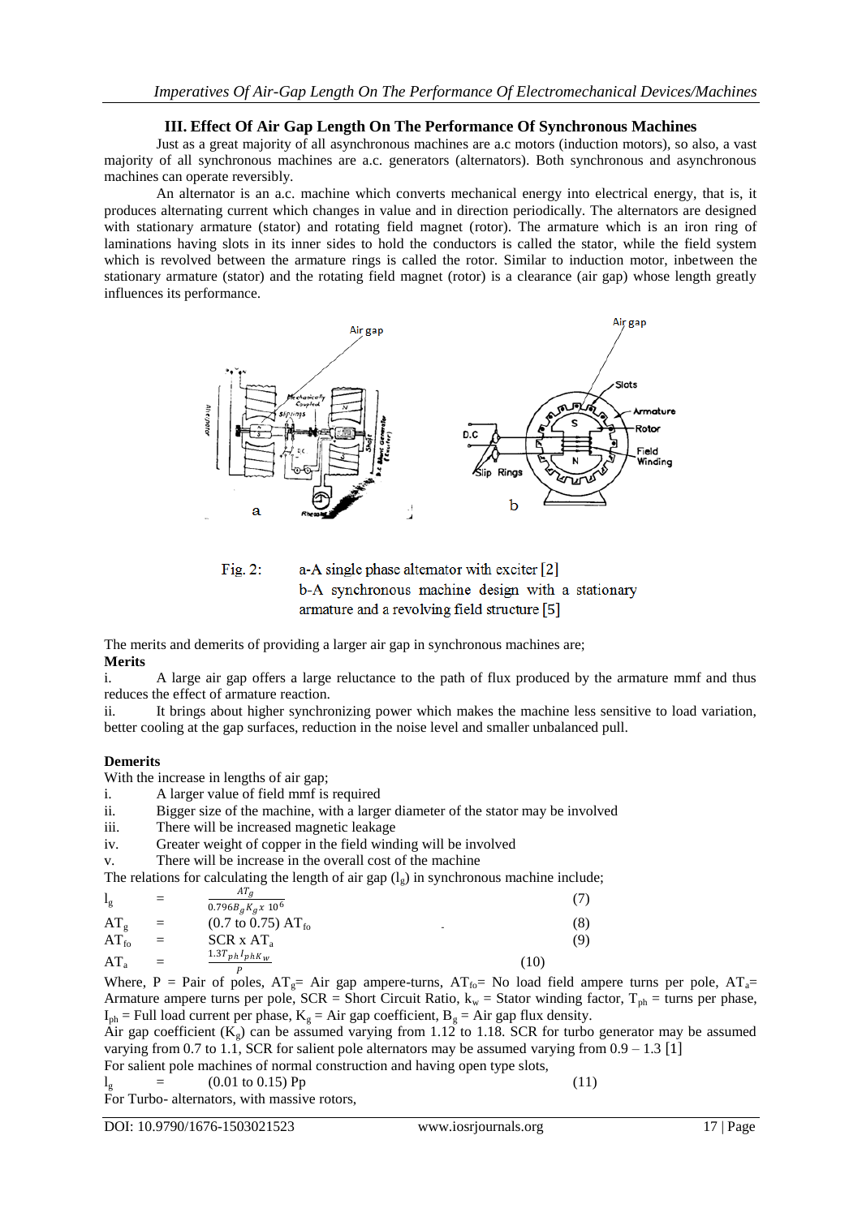### III. Effect Of Air Gap Length On The Performance Of Synchronous Machines

Just as a great majority of all asynchronous machines are a.c motors (induction motors), so also, a vast majority of all synchronous machines are a.c. generators (alternators). Both synchronous and asynchronous machines can operate reversibly.

An alternator is an a.c. machine which converts mechanical energy into electrical energy, that is, it produces alternating current which changes in value and in direction periodically. The alternators are designed with stationary armature (stator) and rotating field magnet (rotor). The armature which is an iron ring of laminations having slots in its inner sides to hold the conductors is called the stator, while the field system which is revolved between the armature rings is called the rotor. Similar to induction motor, inbetween the stationary armature (stator) and the rotating field magnet (rotor) is a clearance (air gap) whose length greatly influences its performance.

Fig. 2: a-A single phase alternator with exciter [2]
b-A synchronous machine design with a stationary armature and a revolving field structure [5]

The merits and demerits of providing a larger air gap in synchronous machines are;

**Merits**

i. A large air gap offers a large reluctance to the path of flux produced by the armature mmf and thus reduces the effect of armature reaction.

ii. It brings about higher synchronizing power which makes the machine less sensitive to load variation, better cooling at the gap surfaces, reduction in the noise level and smaller unbalanced pull.

**Demerits**

With the increase in lengths of air gap;

i. A larger value of field mmf is required
ii. Bigger size of the machine, with a larger diameter of the stator may be involved
iii. There will be increased magnetic leakage
iv. Greater weight of copper in the field winding will be involved
v. There will be increase in the overall cost of the machine

The relations for calculating the length of air gap ($l_g$) in synchronous machine include;

$$l_g = \frac{AT_g}{0.796 B_g K_g x\, 10^6} \quad (7)$$

$$AT_g = (0.7 \text{ to } 0.75)\, AT_{fo} \quad (8)$$

$$AT_{fo} = SCR \times AT_a \quad (9)$$

$$AT_a = \frac{1.3 T_{ph} I_{ph} K_w}{P} \quad (10)$$

Where, P = Pair of poles, $AT_g$= Air gap ampere-turns, $AT_{fo}$= No load field ampere turns per pole, $AT_a$= Armature ampere turns per pole, SCR = Short Circuit Ratio, $k_w$ = Stator winding factor, $T_{ph}$ = turns per phase, $I_{ph}$ = Full load current per phase, $K_g$ = Air gap coefficient, $B_g$ = Air gap flux density.

Air gap coefficient ($K_g$) can be assumed varying from 1.12 to 1.18. SCR for turbo generator may be assumed varying from 0.7 to 1.1, SCR for salient pole alternators may be assumed varying from 0.9 – 1.3 [1]

For salient pole machines of normal construction and having open type slots,

$$l_g = (0.01 \text{ to } 0.15)\, Pp \quad (11)$$

For Turbo- alternators, with massive rotors,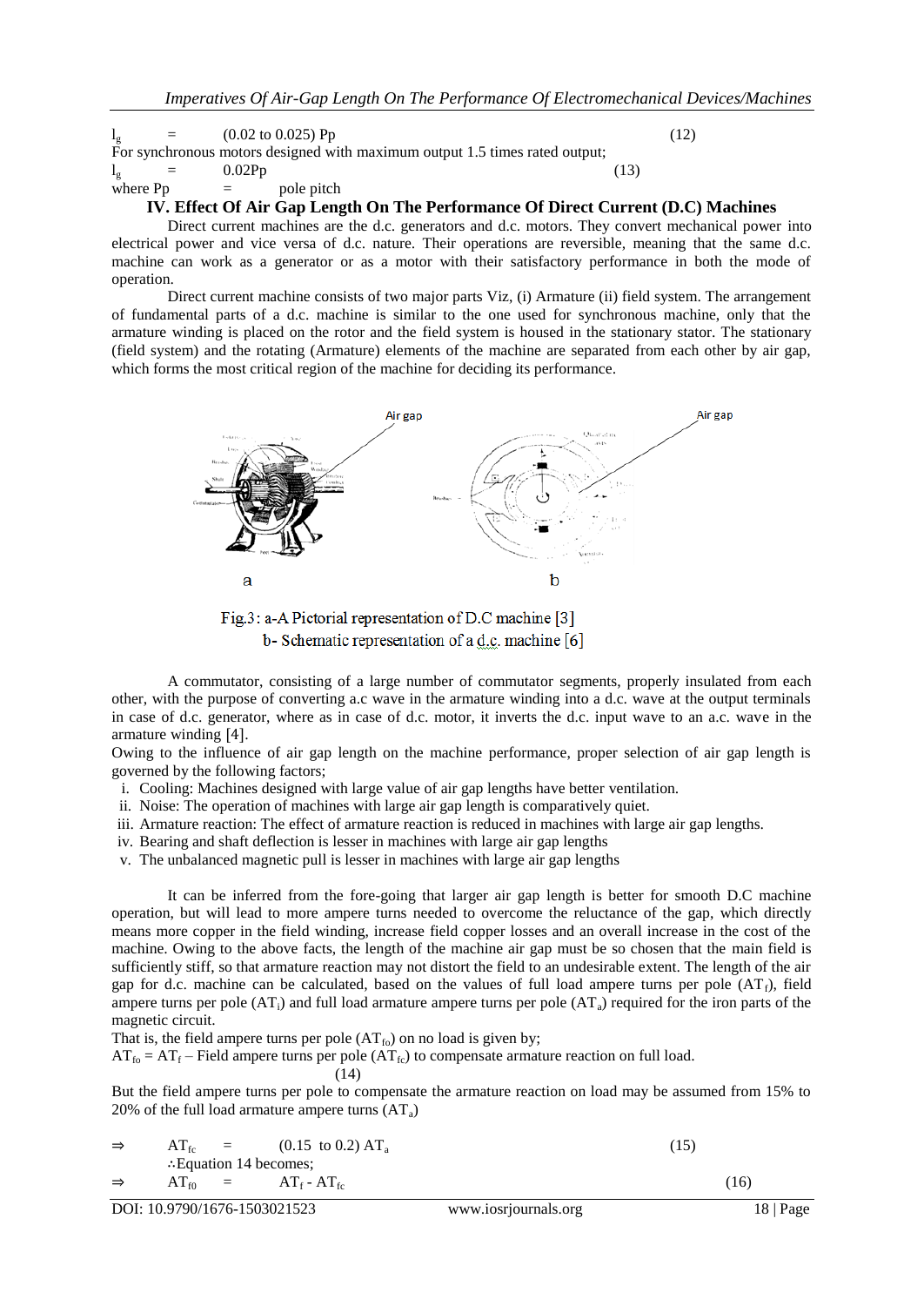$$l_g = (0.02 \text{ to } 0.025)\ Pp \quad (12)$$

For synchronous motors designed with maximum output 1.5 times rated output;

$$l_g = 0.02Pp \quad (13)$$

where Pp = pole pitch

## IV. Effect Of Air Gap Length On The Performance Of Direct Current (D.C) Machines

Direct current machines are the d.c. generators and d.c. motors. They convert mechanical power into electrical power and vice versa of d.c. nature. Their operations are reversible, meaning that the same d.c. machine can work as a generator or as a motor with their satisfactory performance in both the mode of operation.

Direct current machine consists of two major parts Viz, (i) Armature (ii) field system. The arrangement of fundamental parts of a d.c. machine is similar to the one used for synchronous machine, only that the armature winding is placed on the rotor and the field system is housed in the stationary stator. The stationary (field system) and the rotating (Armature) elements of the machine are separated from each other by air gap, which forms the most critical region of the machine for deciding its performance.

Fig.3: a-A Pictorial representation of D.C machine [3]
b- Schematic representation of a d.c. machine [6]

A commutator, consisting of a large number of commutator segments, properly insulated from each other, with the purpose of converting a.c wave in the armature winding into a d.c. wave at the output terminals in case of d.c. generator, where as in case of d.c. motor, it inverts the d.c. input wave to an a.c. wave in the armature winding [4].

Owing to the influence of air gap length on the machine performance, proper selection of air gap length is governed by the following factors;

i. Cooling: Machines designed with large value of air gap lengths have better ventilation.
ii. Noise: The operation of machines with large air gap length is comparatively quiet.
iii. Armature reaction: The effect of armature reaction is reduced in machines with large air gap lengths.
iv. Bearing and shaft deflection is lesser in machines with large air gap lengths
v. The unbalanced magnetic pull is lesser in machines with large air gap lengths

It can be inferred from the fore-going that larger air gap length is better for smooth D.C machine operation, but will lead to more ampere turns needed to overcome the reluctance of the gap, which directly means more copper in the field winding, increase field copper losses and an overall increase in the cost of the machine. Owing to the above facts, the length of the machine air gap must be so chosen that the main field is sufficiently stiff, so that armature reaction may not distort the field to an undesirable extent. The length of the air gap for d.c. machine can be calculated, based on the values of full load ampere turns per pole ($AT_f$), field ampere turns per pole ($AT_i$) and full load armature ampere turns per pole ($AT_a$) required for the iron parts of the magnetic circuit.

That is, the field ampere turns per pole ($AT_{fo}$) on no load is given by;

$AT_{fo} = AT_f$ – Field ampere turns per pole ($AT_{fc}$) to compensate armature reaction on full load. (14)

But the field ampere turns per pole to compensate the armature reaction on load may be assumed from 15% to 20% of the full load armature ampere turns ($AT_a$)

$$\Rightarrow \quad AT_{fc} = (0.15 \text{ to } 0.2)\ AT_a \quad (15)$$

∴Equation 14 becomes;

$$\Rightarrow \quad AT_{f0} = AT_f - AT_{fc} \quad (16)$$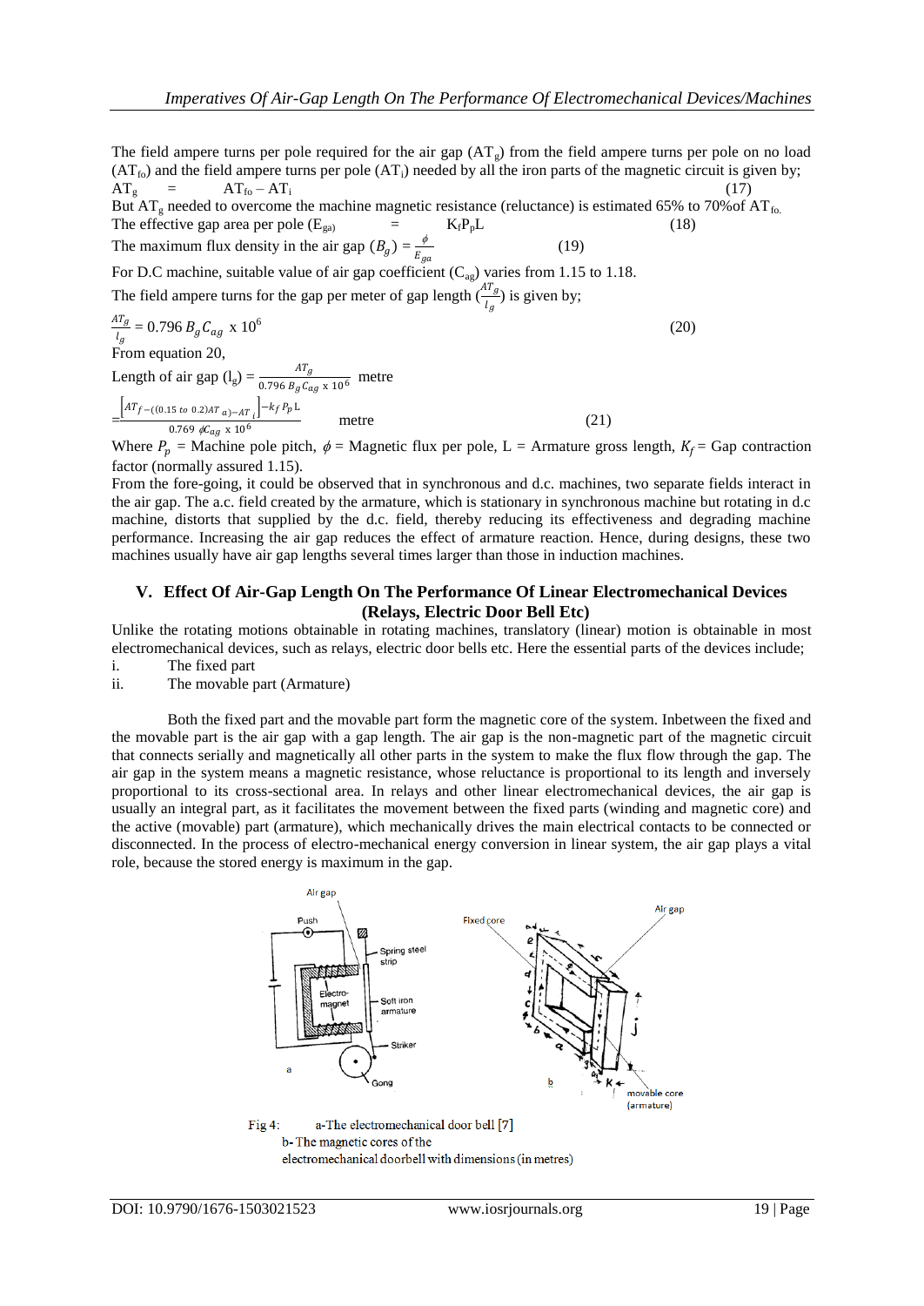The field ampere turns per pole required for the air gap ($AT_g$) from the field ampere turns per pole on no load ($AT_{fo}$) and the field ampere turns per pole ($AT_i$) needed by all the iron parts of the magnetic circuit is given by;

$$AT_g = AT_{fo} - AT_i \quad (17)$$

But $AT_g$ needed to overcome the machine magnetic resistance (reluctance) is estimated 65% to 70%of $AT_{fo.}$

The effective gap area per pole ($E_{ga)}$ $= K_f P_p L$ (18)

The maximum flux density in the air gap ($B_g$) $= \frac{\phi}{E_{ga}}$ (19)

For D.C machine, suitable value of air gap coefficient ($C_{ag}$) varies from 1.15 to 1.18.

The field ampere turns for the gap per meter of gap length ($\frac{AT_g}{l_g}$) is given by;

$$\frac{AT_g}{l_g} = 0.796\, B_g C_{ag} \times 10^6 \quad (20)$$

From equation 20,

Length of air gap ($l_g$) $= \frac{AT_g}{0.796\, B_g C_{ag} \times 10^6}$ metre

$$= \frac{\left[AT_f - ((0.15 \text{ to } 0.2)AT_a) - AT_i\right] - k_f P_p L}{0.769\, \phi C_{ag} \times 10^6} \text{ metre} \quad (21)$$

Where $P_p$ = Machine pole pitch, $\phi$ = Magnetic flux per pole, L = Armature gross length, $K_f$ = Gap contraction factor (normally assured 1.15).

From the fore-going, it could be observed that in synchronous and d.c. machines, two separate fields interact in the air gap. The a.c. field created by the armature, which is stationary in synchronous machine but rotating in d.c machine, distorts that supplied by the d.c. field, thereby reducing its effectiveness and degrading machine performance. Increasing the air gap reduces the effect of armature reaction. Hence, during designs, these two machines usually have air gap lengths several times larger than those in induction machines.

## V. Effect Of Air-Gap Length On The Performance Of Linear Electromechanical Devices (Relays, Electric Door Bell Etc)

Unlike the rotating motions obtainable in rotating machines, translatory (linear) motion is obtainable in most electromechanical devices, such as relays, electric door bells etc. Here the essential parts of the devices include;

i. The fixed part
ii. The movable part (Armature)

Both the fixed part and the movable part form the magnetic core of the system. Inbetween the fixed and the movable part is the air gap with a gap length. The air gap is the non-magnetic part of the magnetic circuit that connects serially and magnetically all other parts in the system to make the flux flow through the gap. The air gap in the system means a magnetic resistance, whose reluctance is proportional to its length and inversely proportional to its cross-sectional area. In relays and other linear electromechanical devices, the air gap is usually an integral part, as it facilitates the movement between the fixed parts (winding and magnetic core) and the active (movable) part (armature), which mechanically drives the main electrical contacts to be connected or disconnected. In the process of electro-mechanical energy conversion in linear system, the air gap plays a vital role, because the stored energy is maximum in the gap.

Fig 4: a-The electromechanical door bell [7]
b- The magnetic cores of the electromechanical doorbell with dimensions (in metres)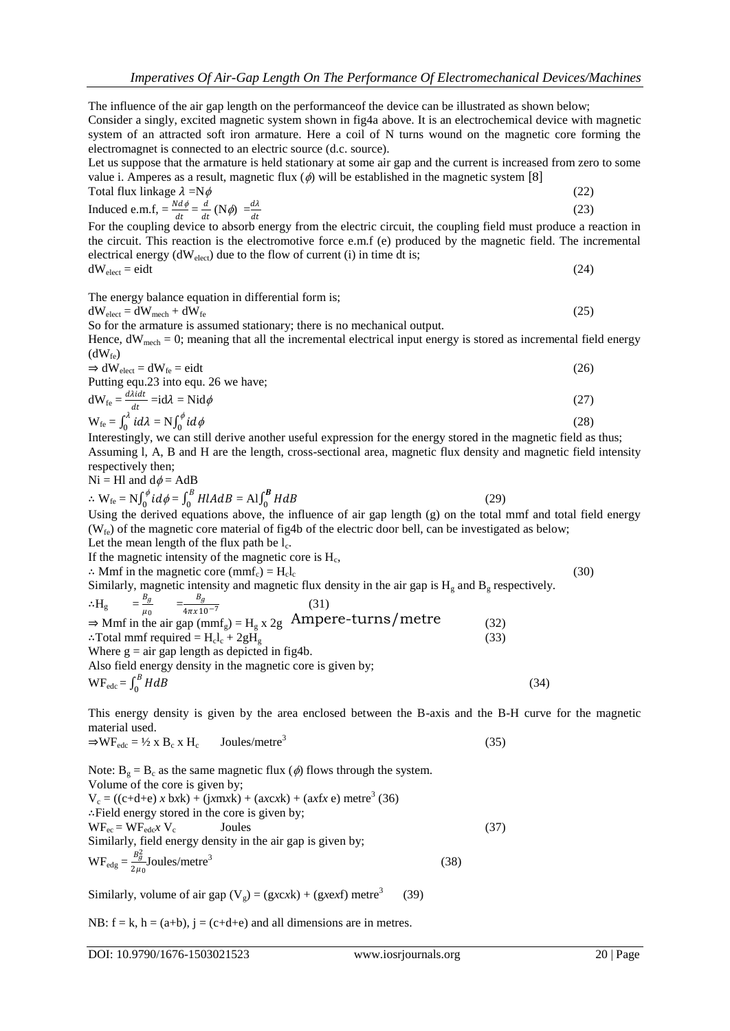The influence of the air gap length on the performanceof the device can be illustrated as shown below;

Consider a singly, excited magnetic system shown in fig4a above. It is an electrochemical device with magnetic system of an attracted soft iron armature. Here a coil of N turns wound on the magnetic core forming the electromagnet is connected to an electric source (d.c. source).

Let us suppose that the armature is held stationary at some air gap and the current is increased from zero to some value i. Amperes as a result, magnetic flux ($\phi$) will be established in the magnetic system [8]

Total flux linkage $\lambda = N\phi$ (22)

Induced e.m.f, $= \frac{Nd\phi}{dt} = \frac{d}{dt}(N\phi) = \frac{d\lambda}{dt}$ (23)

For the coupling device to absorb energy from the electric circuit, the coupling field must produce a reaction in the circuit. This reaction is the electromotive force e.m.f (e) produced by the magnetic field. The incremental electrical energy ($dW_{elect}$) due to the flow of current (i) in time dt is;

$dW_{elect} = eidt$ (24)

The energy balance equation in differential form is;

$dW_{elect} = dW_{mech} + dW_{fe}$ (25)

So for the armature is assumed stationary; there is no mechanical output.

Hence, $dW_{mech} = 0$; meaning that all the incremental electrical input energy is stored as incremental field energy ($dW_{fe}$)

$\Rightarrow dW_{elect} = dW_{fe} = eidt$ (26)

Putting equ.23 into equ. 26 we have;

$dW_{fe} = \frac{d\lambda idt}{dt} = id\lambda = Nid\phi$ (27)

$W_{fe} = \int_0^{\lambda} id\lambda = N\int_0^{\phi} id\phi$ (28)

Interestingly, we can still derive another useful expression for the energy stored in the magnetic field as thus;

Assuming l, A, B and H are the length, cross-sectional area, magnetic flux density and magnetic field intensity respectively then;

$Ni = Hl$ and $d\phi = AdB$

$\therefore W_{fe} = N\int_0^{\phi} id\phi = \int_0^{B} HlAdB = Al\int_0^{\boldsymbol{B}} HdB$ (29)

Using the derived equations above, the influence of air gap length (g) on the total mmf and total field energy ($W_{fe}$) of the magnetic core material of fig4b of the electric door bell, can be investigated as below;

Let the mean length of the flux path be $l_c$.

If the magnetic intensity of the magnetic core is $H_c$,

$\therefore$ Mmf in the magnetic core ($mmf_c$) = $H_c l_c$ (30)

Similarly, magnetic intensity and magnetic flux density in the air gap is $H_g$ and $B_g$ respectively.

$\therefore H_g = \frac{B_g}{\mu_0} = \frac{B_g}{4\pi x 10^{-7}}$ (31)

$\Rightarrow$ Mmf in the air gap ($mmf_g$) = $H_g$ x 2g Ampere-turns/metre (32)

$\therefore$Total mmf required = $H_c l_c + 2gH_g$ (33)

Where g = air gap length as depicted in fig4b.

Also field energy density in the magnetic core is given by;

$WF_{edc} = \int_0^{B} HdB$ (34)

This energy density is given by the area enclosed between the B-axis and the B-H curve for the magnetic material used.

$\Rightarrow WF_{edc} = \frac{1}{2} \times B_c \times H_c$ Joules/metre$^3$ (35)

Note: $B_g = B_c$ as the same magnetic flux ($\phi$) flows through the system.

Volume of the core is given by;

$V_c = ((c+d+e) \, x \, bxk) + (jxmxk) + (axcxk) + (axfx \, e)$ metre$^3$ (36)

$\therefore$Field energy stored in the core is given by;

$WF_{ec} = WF_{edc} x \, V_c$ Joules (37)

Similarly, field energy density in the air gap is given by;

$WF_{edg} = \frac{B_g^2}{2\mu_0}$Joules/metre$^3$ (38)

Similarly, volume of air gap ($V_g$) = (gxcxk) + (gxexf) metre$^3$ (39)

NB: f = k, h = (a+b), j = (c+d+e) and all dimensions are in metres.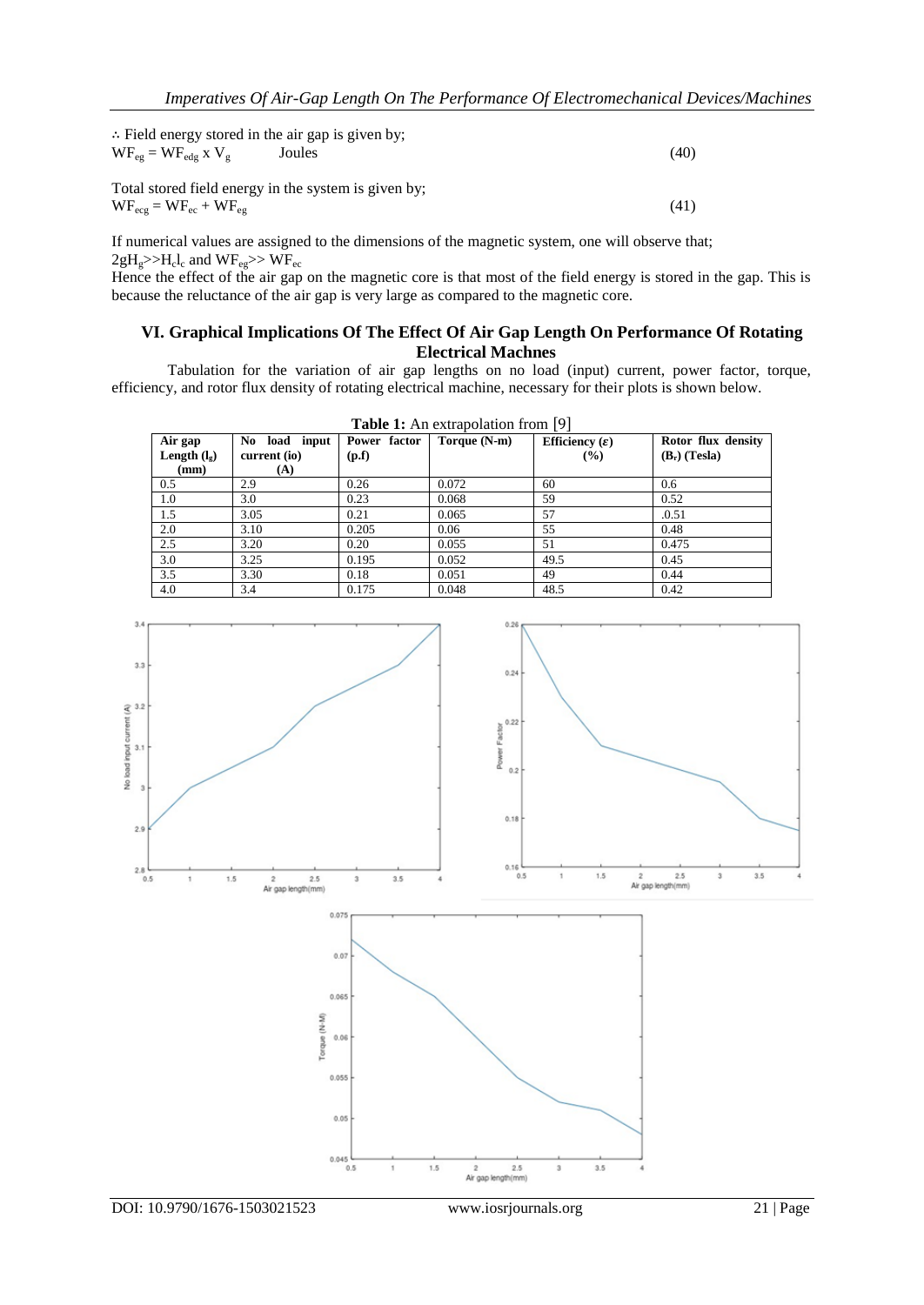∴ Field energy stored in the air gap is given by;

$$WF_{eg} = WF_{edg} \times V_g \quad \text{Joules} \tag{40}$$

Total stored field energy in the system is given by;

$$WF_{ecg} = WF_{ec} + WF_{eg} \tag{41}$$

If numerical values are assigned to the dimensions of the magnetic system, one will observe that;
$2gH_g >> H_c l_c$ and $WF_{eg} >> WF_{ec}$

Hence the effect of the air gap on the magnetic core is that most of the field energy is stored in the gap. This is because the reluctance of the air gap is very large as compared to the magnetic core.

## VI. Graphical Implications Of The Effect Of Air Gap Length On Performance Of Rotating Electrical Machnes

Tabulation for the variation of air gap lengths on no load (input) current, power factor, torque, efficiency, and rotor flux density of rotating electrical machine, necessary for their plots is shown below.

**Table 1:** An extrapolation from [9]

| Air gap Length ($l_g$) (mm) | No load input current (io) (A) | Power factor (p.f) | Torque (N-m) | Efficiency ($\varepsilon$) (%) | Rotor flux density ($B_r$) (Tesla) |
|---|---|---|---|---|---|
| 0.5 | 2.9 | 0.26 | 0.072 | 60 | 0.6 |
| 1.0 | 3.0 | 0.23 | 0.068 | 59 | 0.52 |
| 1.5 | 3.05 | 0.21 | 0.065 | 57 | .0.51 |
| 2.0 | 3.10 | 0.205 | 0.06 | 55 | 0.48 |
| 2.5 | 3.20 | 0.20 | 0.055 | 51 | 0.475 |
| 3.0 | 3.25 | 0.195 | 0.052 | 49.5 | 0.45 |
| 3.5 | 3.30 | 0.18 | 0.051 | 49 | 0.44 |
| 4.0 | 3.4 | 0.175 | 0.048 | 48.5 | 0.42 |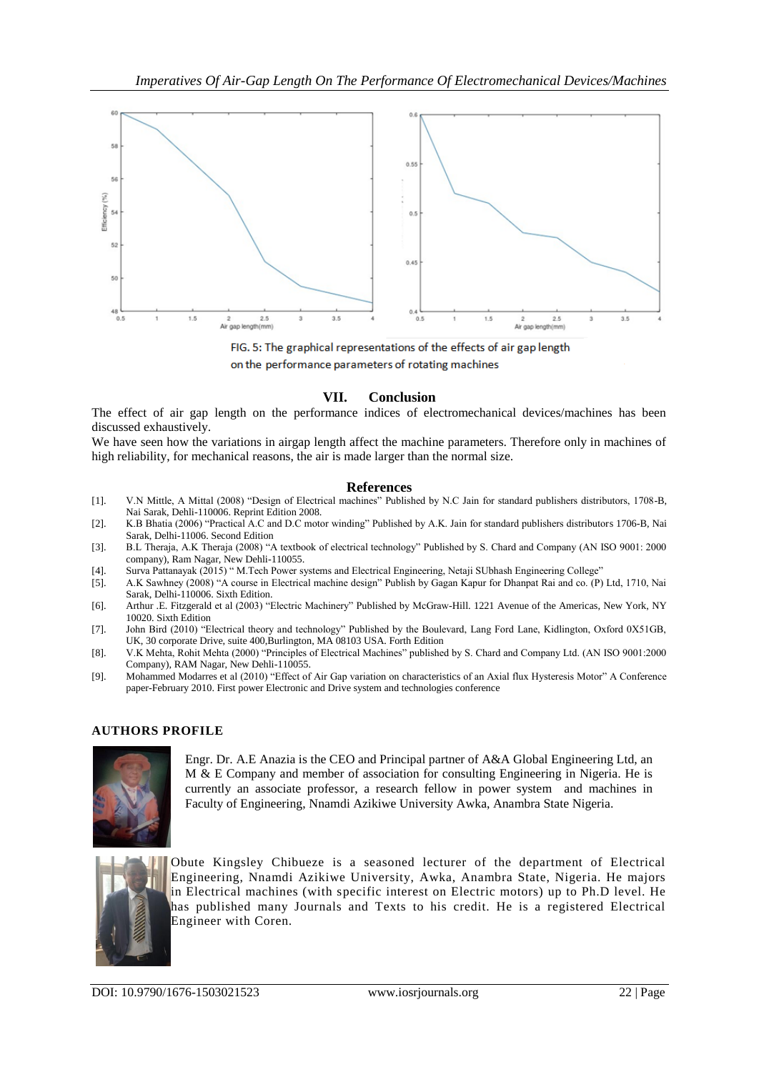FIG. 5: The graphical representations of the effects of air gap length on the performance parameters of rotating machines

## VII. Conclusion

The effect of air gap length on the performance indices of electromechanical devices/machines has been discussed exhaustively.

We have seen how the variations in airgap length affect the machine parameters. Therefore only in machines of high reliability, for mechanical reasons, the air is made larger than the normal size.

## References

[1]. V.N Mittle, A Mittal (2008) "Design of Electrical machines" Published by N.C Jain for standard publishers distributors, 1708-B, Nai Sarak, Dehli-110006. Reprint Edition 2008.

[2]. K.B Bhatia (2006) "Practical A.C and D.C motor winding" Published by A.K. Jain for standard publishers distributors 1706-B, Nai Sarak, Delhi-11006. Second Edition

[3]. B.L Theraja, A.K Theraja (2008) "A textbook of electrical technology" Published by S. Chard and Company (AN ISO 9001: 2000 company), Ram Nagar, New Dehli-110055.

[4]. Surva Pattanayak (2015) " M.Tech Power systems and Electrical Engineering, Netaji SUbhash Engineering College"

[5]. A.K Sawhney (2008) "A course in Electrical machine design" Publish by Gagan Kapur for Dhanpat Rai and co. (P) Ltd, 1710, Nai Sarak, Delhi-110006. Sixth Edition.

[6]. Arthur .E. Fitzgerald et al (2003) "Electric Machinery" Published by McGraw-Hill. 1221 Avenue of the Americas, New York, NY 10020. Sixth Edition

[7]. John Bird (2010) "Electrical theory and technology" Published by the Boulevard, Lang Ford Lane, Kidlington, Oxford 0X51GB, UK, 30 corporate Drive, suite 400,Burlington, MA 08103 USA. Forth Edition

[8]. V.K Mehta, Rohit Mehta (2000) "Principles of Electrical Machines" published by S. Chard and Company Ltd. (AN ISO 9001:2000 Company), RAM Nagar, New Dehli-110055.

[9]. Mohammed Modarres et al (2010) "Effect of Air Gap variation on characteristics of an Axial flux Hysteresis Motor" A Conference paper-February 2010. First power Electronic and Drive system and technologies conference

## AUTHORS PROFILE

Engr. Dr. A.E Anazia is the CEO and Principal partner of A&A Global Engineering Ltd, an M & E Company and member of association for consulting Engineering in Nigeria. He is currently an associate professor, a research fellow in power system and machines in Faculty of Engineering, Nnamdi Azikiwe University Awka, Anambra State Nigeria.

Obute Kingsley Chibueze is a seasoned lecturer of the department of Electrical Engineering, Nnamdi Azikiwe University, Awka, Anambra State, Nigeria. He majors in Electrical machines (with specific interest on Electric motors) up to Ph.D level. He has published many Journals and Texts to his credit. He is a registered Electrical Engineer with Coren.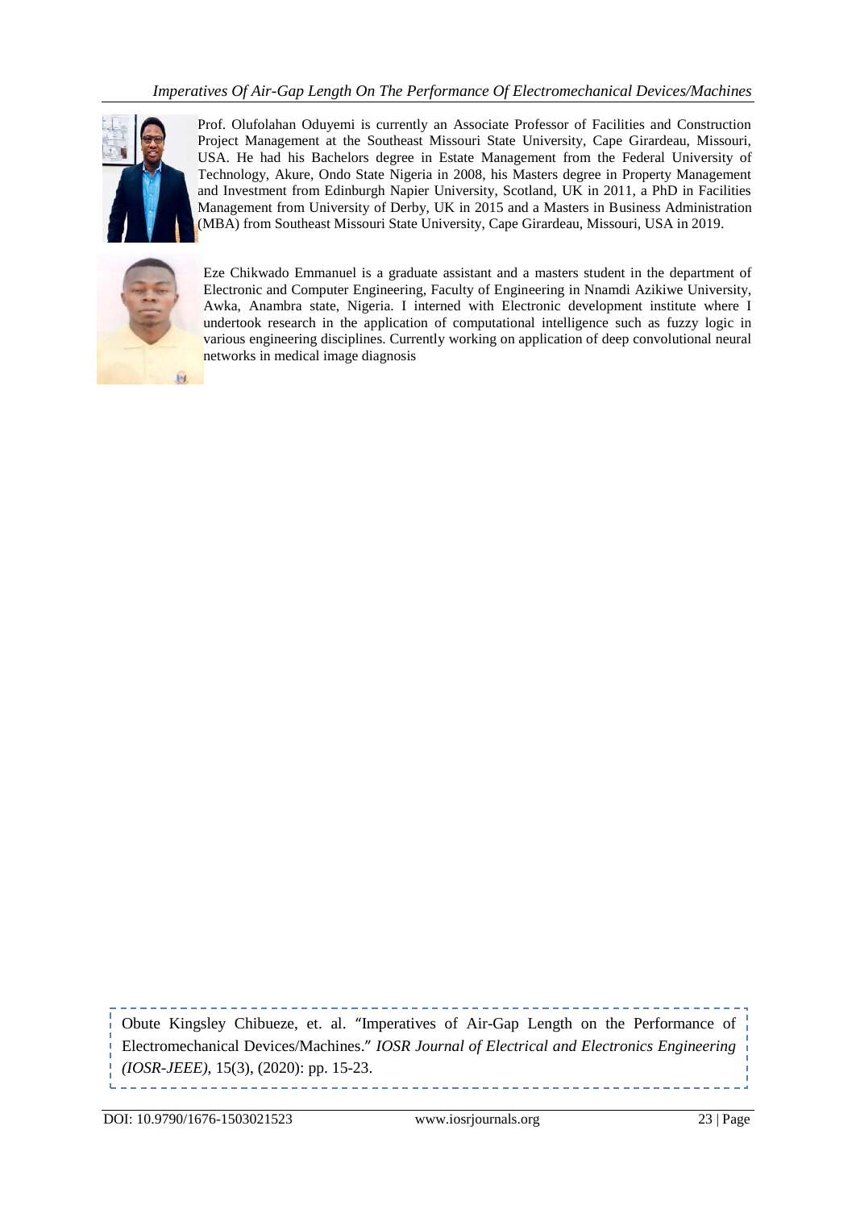Prof. Olufolahan Oduyemi is currently an Associate Professor of Facilities and Construction Project Management at the Southeast Missouri State University, Cape Girardeau, Missouri, USA. He had his Bachelors degree in Estate Management from the Federal University of Technology, Akure, Ondo State Nigeria in 2008, his Masters degree in Property Management and Investment from Edinburgh Napier University, Scotland, UK in 2011, a PhD in Facilities Management from University of Derby, UK in 2015 and a Masters in Business Administration (MBA) from Southeast Missouri State University, Cape Girardeau, Missouri, USA in 2019.

Eze Chikwado Emmanuel is a graduate assistant and a masters student in the department of Electronic and Computer Engineering, Faculty of Engineering in Nnamdi Azikiwe University, Awka, Anambra state, Nigeria. I interned with Electronic development institute where I undertook research in the application of computational intelligence such as fuzzy logic in various engineering disciplines. Currently working on application of deep convolutional neural networks in medical image diagnosis

Obute Kingsley Chibueze, et. al. "Imperatives of Air-Gap Length on the Performance of Electromechanical Devices/Machines." *IOSR Journal of Electrical and Electronics Engineering (IOSR-JEEE)*, 15(3), (2020): pp. 15-23.